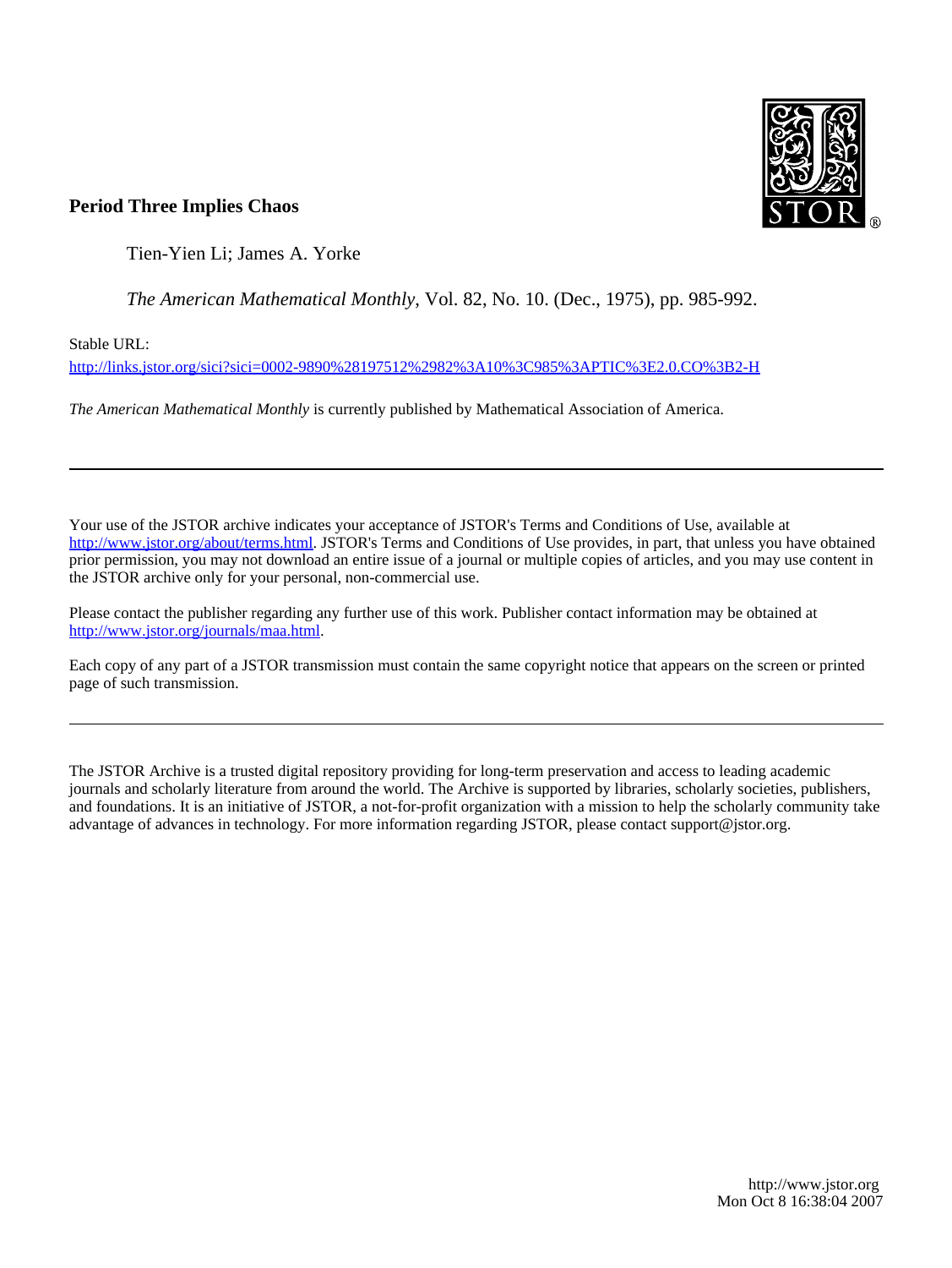**Period Three Implies Chaos**

Tien-Yien Li; James A. Yorke

*The American Mathematical Monthly*, Vol. 82, No. 10. (Dec., 1975), pp. 985-992.

Stable URL:

http://links.jstor.org/sici?sici=0002-9890%28197512%2982%3A10%3C985%3APTIC%3E2.0.CO%3B2-H

*The American Mathematical Monthly* is currently published by Mathematical Association of America.

---

Your use of the JSTOR archive indicates your acceptance of JSTOR's Terms and Conditions of Use, available at http://www.jstor.org/about/terms.html. JSTOR's Terms and Conditions of Use provides, in part, that unless you have obtained prior permission, you may not download an entire issue of a journal or multiple copies of articles, and you may use content in the JSTOR archive only for your personal, non-commercial use.

Please contact the publisher regarding any further use of this work. Publisher contact information may be obtained at http://www.jstor.org/journals/maa.html.

Each copy of any part of a JSTOR transmission must contain the same copyright notice that appears on the screen or printed page of such transmission.

---

The JSTOR Archive is a trusted digital repository providing for long-term preservation and access to leading academic journals and scholarly literature from around the world. The Archive is supported by libraries, scholarly societies, publishers, and foundations. It is an initiative of JSTOR, a not-for-profit organization with a mission to help the scholarly community take advantage of advances in technology. For more information regarding JSTOR, please contact support@jstor.org.

http://www.jstor.org
Mon Oct 8 16:38:04 2007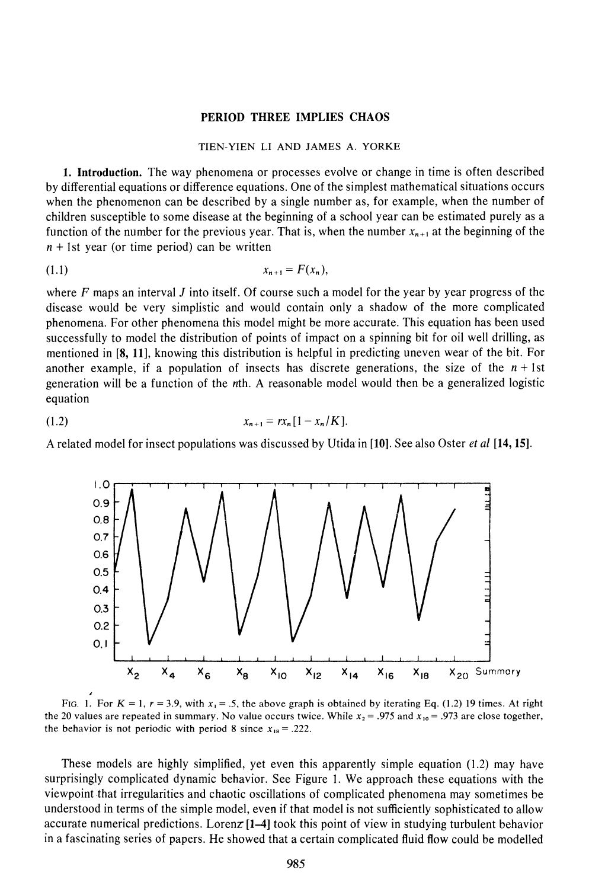**PERIOD THREE IMPLIES CHAOS**

TIEN-YIEN LI AND JAMES A. YORKE

**1. Introduction.** The way phenomena or processes evolve or change in time is often described by differential equations or difference equations. One of the simplest mathematical situations occurs when the phenomenon can be described by a single number as, for example, when the number of children susceptible to some disease at the beginning of a school year can be estimated purely as a function of the number for the previous year. That is, when the number $x_{n+1}$ at the beginning of the $n+1$st year (or time period) can be written

$$x_{n+1} = F(x_n), \tag{1.1}$$

where $F$ maps an interval $J$ into itself. Of course such a model for the year by year progress of the disease would be very simplistic and would contain only a shadow of the more complicated phenomena. For other phenomena this model might be more accurate. This equation has been used successfully to model the distribution of points of impact on a spinning bit for oil well drilling, as mentioned in [8, 11], knowing this distribution is helpful in predicting uneven wear of the bit. For another example, if a population of insects has discrete generations, the size of the $n+1$st generation will be a function of the $n$th. A reasonable model would then be a generalized logistic equation

$$x_{n+1} = rx_n[1 - x_n/K]. \tag{1.2}$$

A related model for insect populations was discussed by Utida in [10]. See also Oster *et al* [14, 15].

FIG. 1. For $K = 1$, $r = 3.9$, with $x_1 = .5$, the above graph is obtained by iterating Eq. (1.2) 19 times. At right the 20 values are repeated in summary. No value occurs twice. While $x_2 = .975$ and $x_{10} = .973$ are close together, the behavior is not periodic with period 8 since $x_{18} = .222$.

These models are highly simplified, yet even this apparently simple equation (1.2) may have surprisingly complicated dynamic behavior. See Figure 1. We approach these equations with the viewpoint that irregularities and chaotic oscillations of complicated phenomena may sometimes be understood in terms of the simple model, even if that model is not sufficiently sophisticated to allow accurate numerical predictions. Lorenz [1–4] took this point of view in studying turbulent behavior in a fascinating series of papers. He showed that a certain complicated fluid flow could be modelled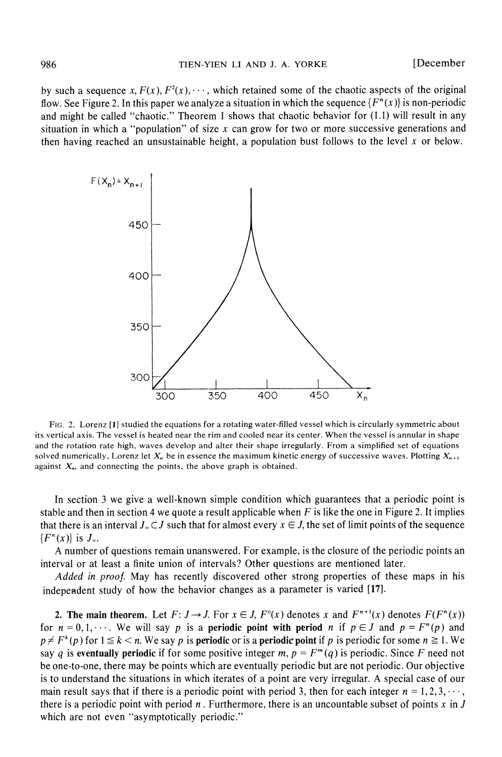by such a sequence $x, F(x), F^2(x), \cdots$, which retained some of the chaotic aspects of the original flow. See Figure 2. In this paper we analyze a situation in which the sequence $\{F^n(x)\}$ is non-periodic and might be called "chaotic." Theorem 1 shows that chaotic behavior for (1.1) will result in any situation in which a "population" of size $x$ can grow for two or more successive generations and then having reached an unsustainable height, a population bust follows to the level $x$ or below.

FIG. 2. Lorenz [1] studied the equations for a rotating water-filled vessel which is circularly symmetric about its vertical axis. The vessel is heated near the rim and cooled near its center. When the vessel is annular in shape and the rotation rate high, waves develop and alter their shape irregularly. From a simplified set of equations solved numerically, Lorenz let $X_n$ be in essence the maximum kinetic energy of successive waves. Plotting $X_{n+1}$ against $X_n$, and connecting the points, the above graph is obtained.

In section 3 we give a well-known simple condition which guarantees that a periodic point is stable and then in section 4 we quote a result applicable when $F$ is like the one in Figure 2. It implies that there is an interval $J_\infty \subset J$ such that for almost every $x \in J$, the set of limit points of the sequence $\{F^n(x)\}$ is $J_\infty$.

A number of questions remain unanswered. For example, is the closure of the periodic points an interval or at least a finite union of intervals? Other questions are mentioned later.

*Added in proof.* May has recently discovered other strong properties of these maps in his independent study of how the behavior changes as a parameter is varied [17].

**2. The main theorem.** Let $F: J \to J$. For $x \in J$, $F^0(x)$ denotes $x$ and $F^{n+1}(x)$ denotes $F(F^n(x))$ for $n = 0, 1, \cdots$. We will say $p$ is a **periodic point with period** $n$ if $p \in J$ and $p = F^n(p)$ and $p \neq F^k(p)$ for $1 \leqq k < n$. We say $p$ is **periodic** or is a **periodic point** if $p$ is periodic for some $n \geqq 1$. We say $q$ is **eventually periodic** if for some positive integer $m$, $p = F^m(q)$ is periodic. Since $F$ need not be one-to-one, there may be points which are eventually periodic but are not periodic. Our objective is to understand the situations in which iterates of a point are very irregular. A special case of our main result says that if there is a periodic point with period 3, then for each integer $n = 1, 2, 3, \cdots$, there is a periodic point with period $n$. Furthermore, there is an uncountable subset of points $x$ in $J$ which are not even "asymptotically periodic."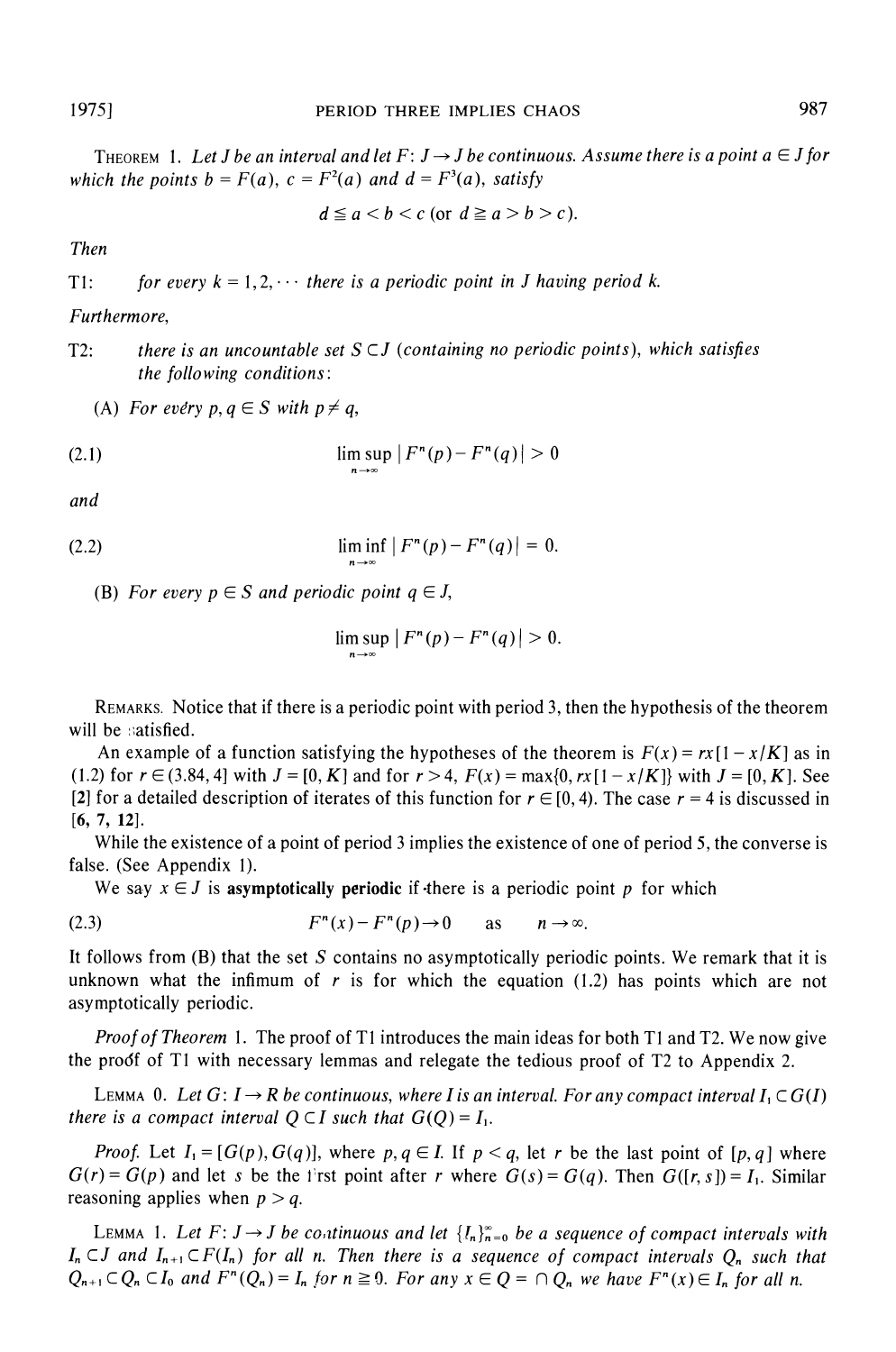**Theorem 1.** *Let $J$ be an interval and let $F: J \to J$ be continuous. Assume there is a point $a \in J$ for which the points $b = F(a)$, $c = F^2(a)$ and $d = F^3(a)$, satisfy*

$$d \leqq a < b < c \text{ (or } d \geqq a > b > c\text{).}$$

*Then*

T1: *for every $k = 1, 2, \cdots$ there is a periodic point in $J$ having period $k$.*

*Furthermore,*

T2: *there is an uncountable set $S \subset J$ (containing no periodic points), which satisfies the following conditions:*

(A) *For every $p, q \in S$ with $p \neq q$,*

$$\limsup_{n \to \infty} |F^n(p) - F^n(q)| > 0 \tag{2.1}$$

*and*

$$\liminf_{n \to \infty} |F^n(p) - F^n(q)| = 0. \tag{2.2}$$

(B) *For every $p \in S$ and periodic point $q \in J$,*

$$\limsup_{n \to \infty} |F^n(p) - F^n(q)| > 0.$$

Remarks. Notice that if there is a periodic point with period 3, then the hypothesis of the theorem will be satisfied.

An example of a function satisfying the hypotheses of the theorem is $F(x) = rx[1 - x/K]$ as in (1.2) for $r \in (3.84, 4]$ with $J = [0, K]$ and for $r > 4$, $F(x) = \max\{0, rx[1 - x/K]\}$ with $J = [0, K]$. See **[2]** for a detailed description of iterates of this function for $r \in [0, 4)$. The case $r = 4$ is discussed in **[6, 7, 12]**.

While the existence of a point of period 3 implies the existence of one of period 5, the converse is false. (See Appendix 1).

We say $x \in J$ is **asymptotically periodic** if there is a periodic point $p$ for which

$$F^n(x) - F^n(p) \to 0 \quad \text{as} \quad n \to \infty. \tag{2.3}$$

It follows from (B) that the set $S$ contains no asymptotically periodic points. We remark that it is unknown what the infimum of $r$ is for which the equation (1.2) has points which are not asymptotically periodic.

*Proof of Theorem* 1. The proof of T1 introduces the main ideas for both T1 and T2. We now give the proof of T1 with necessary lemmas and relegate the tedious proof of T2 to Appendix 2.

**Lemma 0.** *Let $G: I \to R$ be continuous, where $I$ is an interval. For any compact interval $I_1 \subset G(I)$ there is a compact interval $Q \subset I$ such that $G(Q) = I_1$.*

*Proof.* Let $I_1 = [G(p), G(q)]$, where $p, q \in I$. If $p < q$, let $r$ be the last point of $[p, q]$ where $G(r) = G(p)$ and let $s$ be the first point after $r$ where $G(s) = G(q)$. Then $G([r, s]) = I_1$. Similar reasoning applies when $p > q$.

**Lemma 1.** *Let $F: J \to J$ be continuous and let $\{I_n\}_{n=0}^{\infty}$ be a sequence of compact intervals with $I_n \subset J$ and $I_{n+1} \subset F(I_n)$ for all $n$. Then there is a sequence of compact intervals $Q_n$ such that $Q_{n+1} \subset Q_n \subset I_0$ and $F^n(Q_n) = I_n$ for $n \geqq 0$. For any $x \in Q = \cap Q_n$ we have $F^n(x) \in I_n$ for all $n$.*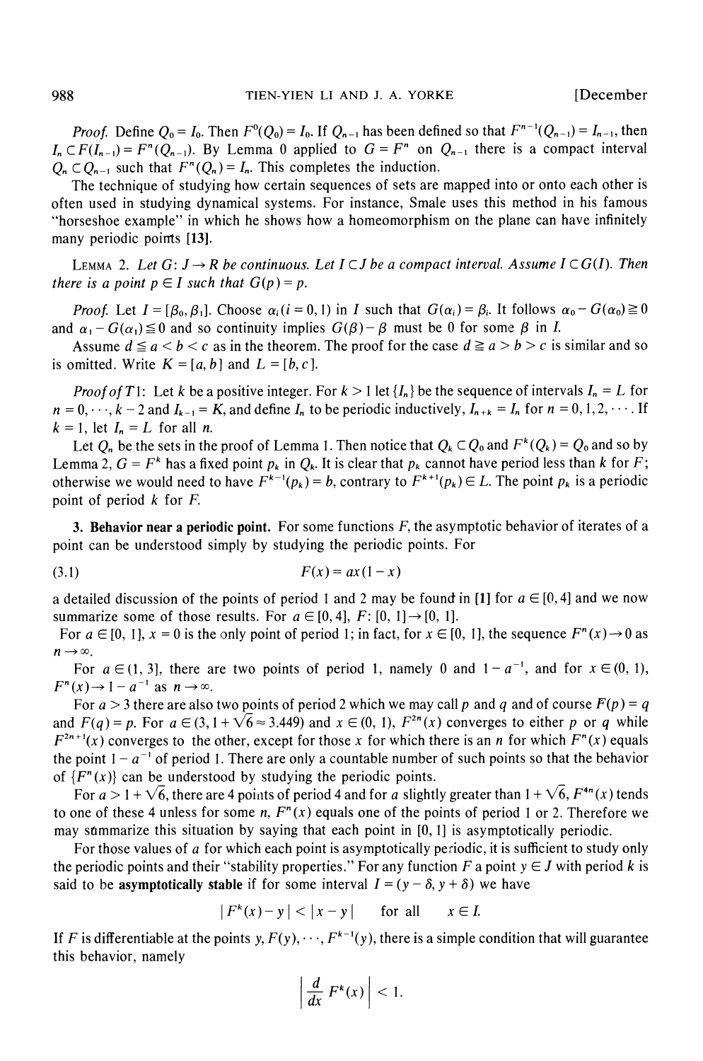*Proof.* Define $Q_0 = I_0$. Then $F^0(Q_0) = I_0$. If $Q_{n-1}$ has been defined so that $F^{n-1}(Q_{n-1}) = I_{n-1}$, then $I_n \subset F(I_{n-1}) = F^n(Q_{n-1})$. By Lemma 0 applied to $G = F^n$ on $Q_{n-1}$ there is a compact interval $Q_n \subset Q_{n-1}$ such that $F^n(Q_n) = I_n$. This completes the induction.

The technique of studying how certain sequences of sets are mapped into or onto each other is often used in studying dynamical systems. For instance, Smale uses this method in his famous "horseshoe example" in which he shows how a homeomorphism on the plane can have infinitely many periodic points [13].

LEMMA 2. *Let $G: J \to R$ be continuous. Let $I \subset J$ be a compact interval. Assume $I \subset G(I)$. Then there is a point $p \in I$ such that $G(p) = p$.*

*Proof.* Let $I = [\beta_0, \beta_1]$. Choose $\alpha_i (i = 0, 1)$ in $I$ such that $G(\alpha_i) = \beta_i$. It follows $\alpha_0 - G(\alpha_0) \geqq 0$ and $\alpha_1 - G(\alpha_1) \leqq 0$ and so continuity implies $G(\beta) - \beta$ must be 0 for some $\beta$ in $I$.

Assume $d \leqq a < b < c$ as in the theorem. The proof for the case $d \geqq a > b > c$ is similar and so is omitted. Write $K = [a, b]$ and $L = [b, c]$.

*Proof of T1:* Let $k$ be a positive integer. For $k > 1$ let $\{I_n\}$ be the sequence of intervals $I_n = L$ for $n = 0, \cdots, k-2$ and $I_{k-1} = K$, and define $I_n$ to be periodic inductively, $I_{n+k} = I_n$ for $n = 0, 1, 2, \cdots$. If $k = 1$, let $I_n = L$ for all $n$.

Let $Q_n$ be the sets in the proof of Lemma 1. Then notice that $Q_k \subset Q_0$ and $F^k(Q_k) = Q_0$ and so by Lemma 2, $G = F^k$ has a fixed point $p_k$ in $Q_k$. It is clear that $p_k$ cannot have period less than $k$ for $F$; otherwise we would need to have $F^{k-1}(p_k) = b$, contrary to $F^{k+1}(p_k) \in L$. The point $p_k$ is a periodic point of period $k$ for $F$.

**3. Behavior near a periodic point.** For some functions $F$, the asymptotic behavior of iterates of a point can be understood simply by studying the periodic points. For

$$F(x) = ax(1-x) \tag{3.1}$$

a detailed discussion of the points of period 1 and 2 may be found in [1] for $a \in [0, 4]$ and we now summarize some of those results. For $a \in [0, 4]$, $F$: $[0, 1] \to [0, 1]$.

For $a \in [0, 1]$, $x = 0$ is the only point of period 1; in fact, for $x \in [0, 1]$, the sequence $F^n(x) \to 0$ as $n \to \infty$.

For $a \in (1, 3]$, there are two points of period 1, namely 0 and $1 - a^{-1}$, and for $x \in (0, 1)$, $F^n(x) \to 1 - a^{-1}$ as $n \to \infty$.

For $a > 3$ there are also two points of period 2 which we may call $p$ and $q$ and of course $F(p) = q$ and $F(q) = p$. For $a \in (3, 1 + \sqrt{6} \approx 3.449)$ and $x \in (0, 1)$, $F^{2n}(x)$ converges to either $p$ or $q$ while $F^{2n+1}(x)$ converges to the other, except for those $x$ for which there is an $n$ for which $F^n(x)$ equals the point $1 - a^{-1}$ of period 1. There are only a countable number of such points so that the behavior of $\{F^n(x)\}$ can be understood by studying the periodic points.

For $a > 1 + \sqrt{6}$, there are 4 points of period 4 and for $a$ slightly greater than $1 + \sqrt{6}$, $F^{4n}(x)$ tends to one of these 4 unless for some $n$, $F^n(x)$ equals one of the points of period 1 or 2. Therefore we may summarize this situation by saying that each point in $[0, 1]$ is asymptotically periodic.

For those values of $a$ for which each point is asymptotically periodic, it is sufficient to study only the periodic points and their "stability properties." For any function $F$ a point $y \in J$ with period $k$ is said to be **asymptotically stable** if for some interval $I = (y - \delta, y + \delta)$ we have

$$|F^k(x) - y| < |x - y| \quad \text{for all} \quad x \in I.$$

If $F$ is differentiable at the points $y, F(y), \cdots, F^{k-1}(y)$, there is a simple condition that will guarantee this behavior, namely

$$\left| \frac{d}{dx} F^k(x) \right| < 1.$$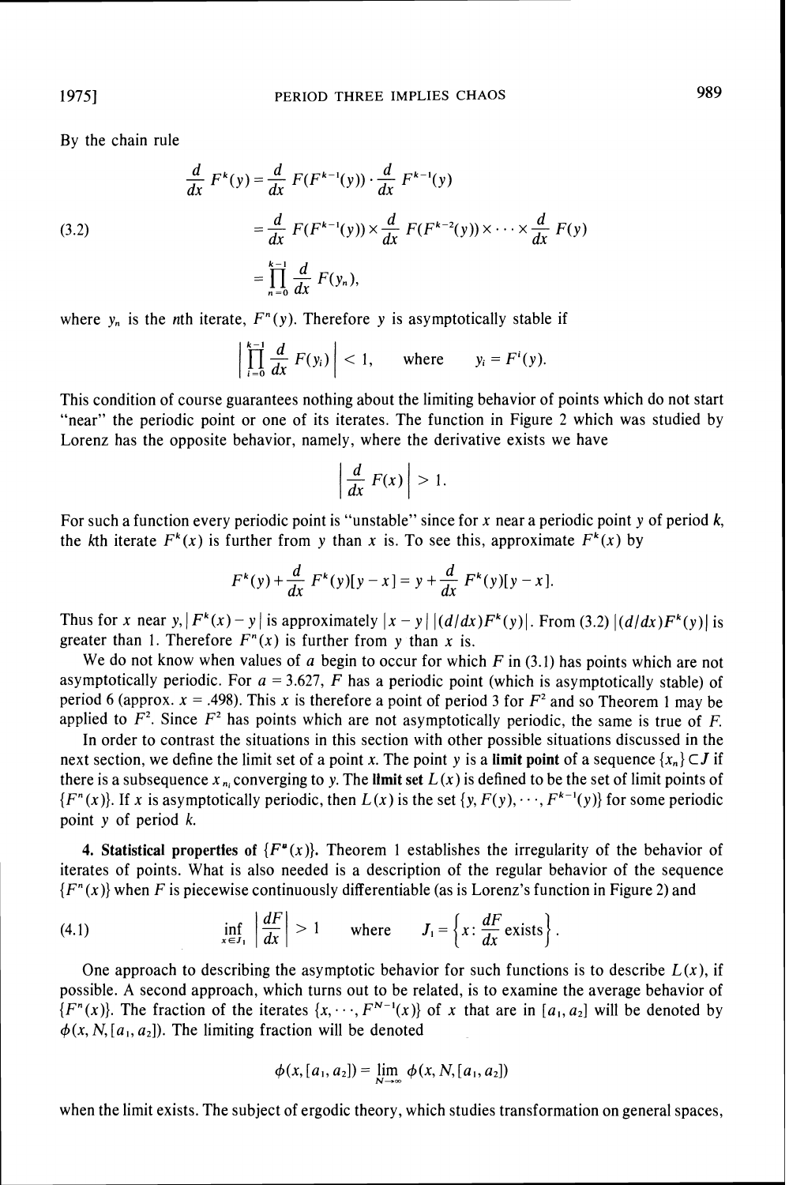By the chain rule

$$
\begin{aligned}
\frac{d}{dx} F^k(y) &= \frac{d}{dx} F(F^{k-1}(y)) \cdot \frac{d}{dx} F^{k-1}(y) \\
&= \frac{d}{dx} F(F^{k-1}(y)) \times \frac{d}{dx} F(F^{k-2}(y)) \times \cdots \times \frac{d}{dx} F(y) \\
&= \prod_{n=0}^{k-1} \frac{d}{dx} F(y_n),
\end{aligned}
\tag{3.2}
$$

where $y_n$ is the $n$th iterate, $F^n(y)$. Therefore $y$ is asymptotically stable if

$$
\left| \prod_{i=0}^{k-1} \frac{d}{dx} F(y_i) \right| < 1, \qquad \text{where} \qquad y_i = F^i(y).
$$

This condition of course guarantees nothing about the limiting behavior of points which do not start "near" the periodic point or one of its iterates. The function in Figure 2 which was studied by Lorenz has the opposite behavior, namely, where the derivative exists we have

$$
\left| \frac{d}{dx} F(x) \right| > 1.
$$

For such a function every periodic point is "unstable" since for $x$ near a periodic point $y$ of period $k$, the $k$th iterate $F^k(x)$ is further from $y$ than $x$ is. To see this, approximate $F^k(x)$ by

$$
F^k(y) + \frac{d}{dx} F^k(y)[y - x] = y + \frac{d}{dx} F^k(y)[y - x].
$$

Thus for $x$ near $y$, $|F^k(x) - y|$ is approximately $|x - y|\,|(d/dx)F^k(y)|$. From (3.2) $|(d/dx)F^k(y)|$ is greater than 1. Therefore $F^n(x)$ is further from $y$ than $x$ is.

We do not know when values of $a$ begin to occur for which $F$ in (3.1) has points which are not asymptotically periodic. For $a = 3.627$, $F$ has a periodic point (which is asymptotically stable) of period 6 (approx. $x = .498$). This $x$ is therefore a point of period 3 for $F^2$ and so Theorem 1 may be applied to $F^2$. Since $F^2$ has points which are not asymptotically periodic, the same is true of $F$.

In order to contrast the situations in this section with other possible situations discussed in the next section, we define the limit set of a point $x$. The point $y$ is a **limit point** of a sequence $\{x_n\} \subset J$ if there is a subsequence $x_{n_i}$ converging to $y$. The **limit set** $L(x)$ is defined to be the set of limit points of $\{F^n(x)\}$. If $x$ is asymptotically periodic, then $L(x)$ is the set $\{y, F(y), \cdots, F^{k-1}(y)\}$ for some periodic point $y$ of period $k$.

**4. Statistical properties of $\{F^n(x)\}$.** Theorem 1 establishes the irregularity of the behavior of iterates of points. What is also needed is a description of the regular behavior of the sequence $\{F^n(x)\}$ when $F$ is piecewise continuously differentiable (as is Lorenz's function in Figure 2) and

$$
\inf_{x \in J_1} \left| \frac{dF}{dx} \right| > 1 \qquad \text{where} \qquad J_1 = \left\{ x : \frac{dF}{dx} \text{ exists} \right\}.
\tag{4.1}
$$

One approach to describing the asymptotic behavior for such functions is to describe $L(x)$, if possible. A second approach, which turns out to be related, is to examine the average behavior of $\{F^n(x)\}$. The fraction of the iterates $\{x, \cdots, F^{N-1}(x)\}$ of $x$ that are in $[a_1, a_2]$ will be denoted by $\phi(x, N, [a_1, a_2])$. The limiting fraction will be denoted

$$
\phi(x, [a_1, a_2]) = \lim_{N \to \infty} \phi(x, N, [a_1, a_2])
$$

when the limit exists. The subject of ergodic theory, which studies transformation on general spaces,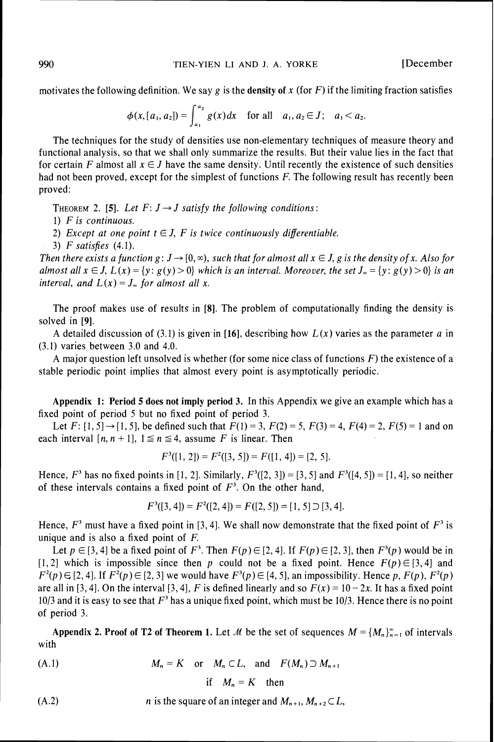motivates the following definition. We say $g$ is the **density of** $x$ (for $F$) if the limiting fraction satisfies

$$\phi(x,[a_1,a_2]) = \int_{a_1}^{a_2} g(x)dx \quad \text{for all} \quad a_1, a_2 \in J; \quad a_1 < a_2.$$

The techniques for the study of densities use non-elementary techniques of measure theory and functional analysis, so that we shall only summarize the results. But their value lies in the fact that for certain $F$ almost all $x \in J$ have the same density. Until recently the existence of such densities had not been proved, except for the simplest of functions $F$. The following result has recently been proved:

THEOREM 2. **[5]**. *Let $F: J \to J$ satisfy the following conditions:*

*1) $F$ is continuous.*

*2) Except at one point $t \in J$, $F$ is twice continuously differentiable.*

*3) $F$ satisfies (4.1).*

*Then there exists a function $g: J \to [0,\infty)$, such that for almost all $x \in J$, $g$ is the density of $x$. Also for almost all $x \in J$, $L(x) = \{y: g(y) > 0\}$ which is an interval. Moreover, the set $J_\infty = \{y: g(y) > 0\}$ is an interval, and $L(x) = J_\infty$ for almost all $x$.*

The proof makes use of results in **[8]**. The problem of computationally finding the density is solved in **[9]**.

A detailed discussion of (3.1) is given in **[16]**, describing how $L(x)$ varies as the parameter $a$ in (3.1) varies between 3.0 and 4.0.

A major question left unsolved is whether (for some nice class of functions $F$) the existence of a stable periodic point implies that almost every point is asymptotically periodic.

**Appendix 1: Period 5 does not imply period 3.** In this Appendix we give an example which has a fixed point of period 5 but no fixed point of period 3.

Let $F: [1,5] \to [1,5]$, be defined such that $F(1) = 3$, $F(2) = 5$, $F(3) = 4$, $F(4) = 2$, $F(5) = 1$ and on each interval $[n, n+1]$, $1 \leqq n \leqq 4$, assume $F$ is linear. Then

$$F^3([1,2]) = F^2([3,5]) = F([1,4]) = [2,5].$$

Hence, $F^3$ has no fixed points in $[1,2]$. Similarly, $F^3([2,3]) = [3,5]$ and $F^3([4,5]) = [1,4]$, so neither of these intervals contains a fixed point of $F^3$. On the other hand,

$$F^3([3,4]) = F^2([2,4]) = F([2,5]) = [1,5] \supset [3,4].$$

Hence, $F^3$ must have a fixed point in $[3,4]$. We shall now demonstrate that the fixed point of $F^3$ is unique and is also a fixed point of $F$.

Let $p \in [3,4]$ be a fixed point of $F^3$. Then $F(p) \in [2,4]$. If $F(p) \in [2,3]$, then $F^3(p)$ would be in $[1,2]$ which is impossible since then $p$ could not be a fixed point. Hence $F(p) \in [3,4]$ and $F^2(p) \in [2,4]$. If $F^2(p) \in [2,3]$ we would have $F^3(p) \in [4,5]$, an impossibility. Hence $p$, $F(p)$, $F^2(p)$ are all in $[3,4]$. On the interval $[3,4]$, $F$ is defined linearly and so $F(x) = 10 - 2x$. It has a fixed point $10/3$ and it is easy to see that $F^3$ has a unique fixed point, which must be $10/3$. Hence there is no point of period 3.

**Appendix 2. Proof of T2 of Theorem 1.** Let $\mathcal{M}$ be the set of sequences $M = \{M_n\}_{n=1}^{\infty}$ of intervals with

$$M_n = K \quad \text{or} \quad M_n \subset L, \quad \text{and} \quad F(M_n) \supset M_{n+1} \tag{A.1}$$

$$\text{if} \quad M_n = K \quad \text{then}$$

$$n \text{ is the square of an integer and } M_{n+1}, M_{n+2} \subset L, \tag{A.2}$$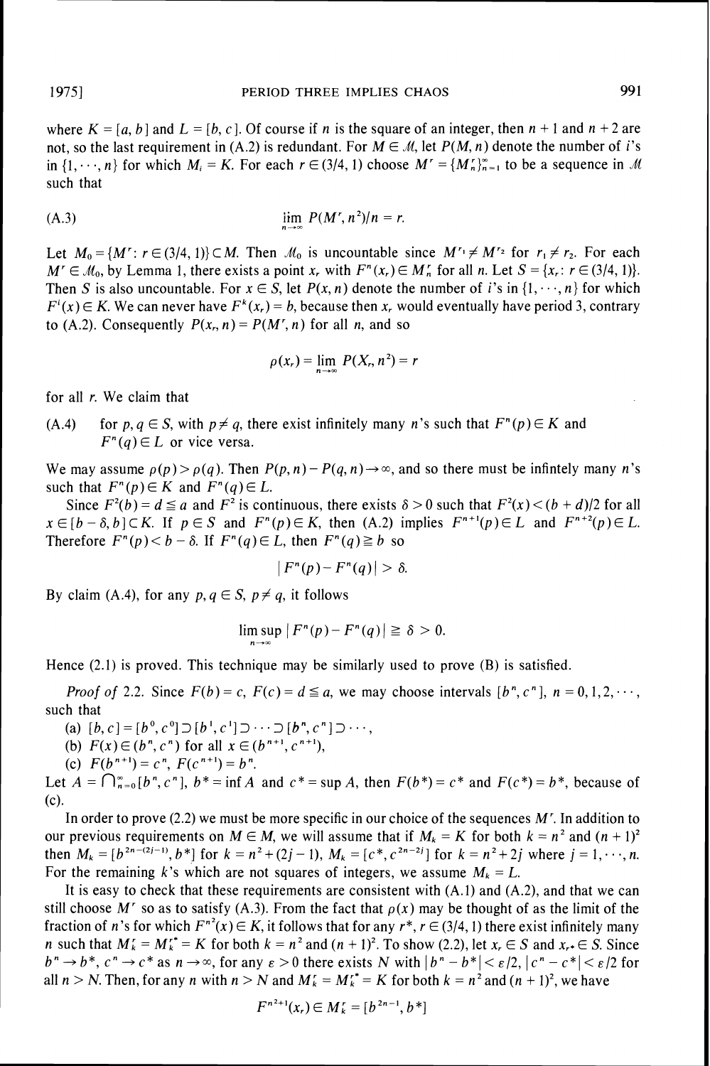where $K = [a, b]$ and $L = [b, c]$. Of course if $n$ is the square of an integer, then $n + 1$ and $n + 2$ are not, so the last requirement in (A.2) is redundant. For $M \in \mathcal{M}$, let $P(M, n)$ denote the number of $i$'s in $\{1, \cdots, n\}$ for which $M_i = K$. For each $r \in (3/4, 1)$ choose $M^r = \{M_n^r\}_{n=1}^{\infty}$ to be a sequence in $\mathcal{M}$ such that

$$\text{(A.3)} \qquad \lim_{n \to \infty} P(M^r, n^2)/n = r.$$

Let $M_0 = \{M^r : r \in (3/4, 1)\} \subset M$. Then $\mathcal{M}_0$ is uncountable since $M^{r_1} \neq M^{r_2}$ for $r_1 \neq r_2$. For each $M^r \in \mathcal{M}_0$, by Lemma 1, there exists a point $x_r$ with $F^n(x_r) \in M_n^r$ for all $n$. Let $S = \{x_r : r \in (3/4, 1)\}$. Then $S$ is also uncountable. For $x \in S$, let $P(x, n)$ denote the number of $i$'s in $\{1, \cdots, n\}$ for which $F^i(x) \in K$. We can never have $F^k(x_r) = b$, because then $x_r$ would eventually have period 3, contrary to (A.2). Consequently $P(x_r, n) = P(M^r, n)$ for all $n$, and so

$$\rho(x_r) = \lim_{n \to \infty} P(X_r, n^2) = r$$

for all $r$. We claim that

(A.4) for $p, q \in S$, with $p \neq q$, there exist infinitely many $n$'s such that $F^n(p) \in K$ and $F^n(q) \in L$ or vice versa.

We may assume $\rho(p) > \rho(q)$. Then $P(p, n) - P(q, n) \to \infty$, and so there must be infintely many $n$'s such that $F^n(p) \in K$ and $F^n(q) \in L$.

Since $F^2(b) = d \leqq a$ and $F^2$ is continuous, there exists $\delta > 0$ such that $F^2(x) < (b + d)/2$ for all $x \in [b - \delta, b] \subset K$. If $p \in S$ and $F^n(p) \in K$, then (A.2) implies $F^{n+1}(p) \in L$ and $F^{n+2}(p) \in L$. Therefore $F^n(p) < b - \delta$. If $F^n(q) \in L$, then $F^n(q) \geqq b$ so

$$|F^n(p) - F^n(q)| > \delta.$$

By claim (A.4), for any $p, q \in S$, $p \neq q$, it follows

$$\limsup_{n \to \infty} |F^n(p) - F^n(q)| \geqq \delta > 0.$$

Hence (2.1) is proved. This technique may be similarly used to prove (B) is satisfied.

*Proof of* 2.2. Since $F(b) = c$, $F(c) = d \leqq a$, we may choose intervals $[b^n, c^n]$, $n = 0, 1, 2, \cdots$, such that

(a) $[b, c] = [b^0, c^0] \supset [b^1, c^1] \supset \cdots \supset [b^n, c^n] \supset \cdots$,

(b) $F(x) \in (b^n, c^n)$ for all $x \in (b^{n+1}, c^{n+1})$,

(c) $F(b^{n+1}) = c^n$, $F(c^{n+1}) = b^n$.

Let $A = \bigcap_{n=0}^{\infty} [b^n, c^n]$, $b^* = \inf A$ and $c^* = \sup A$, then $F(b^*) = c^*$ and $F(c^*) = b^*$, because of (c).

In order to prove (2.2) we must be more specific in our choice of the sequences $M^r$. In addition to our previous requirements on $M \in M$, we will assume that if $M_k = K$ for both $k = n^2$ and $(n+1)^2$ then $M_k = [b^{2n-(2j-1)}, b^*]$ for $k = n^2 + (2j - 1)$, $M_k = [c^*, c^{2n-2j}]$ for $k = n^2 + 2j$ where $j = 1, \cdots, n$. For the remaining $k$'s which are not squares of integers, we assume $M_k = L$.

It is easy to check that these requirements are consistent with (A.1) and (A.2), and that we can still choose $M^r$ so as to satisfy (A.3). From the fact that $\rho(x)$ may be thought of as the limit of the fraction of $n$'s for which $F^{n^2}(x) \in K$, it follows that for any $r^*, r \in (3/4, 1)$ there exist infinitely many $n$ such that $M_k^r = M_k^{r^*} = K$ for both $k = n^2$ and $(n+1)^2$. To show (2.2), let $x_r \in S$ and $x_{r*} \in S$. Since $b^n \to b^*$, $c^n \to c^*$ as $n \to \infty$, for any $\varepsilon > 0$ there exists $N$ with $|b^n - b^*| < \varepsilon/2$, $|c^n - c^*| < \varepsilon/2$ for all $n > N$. Then, for any $n$ with $n > N$ and $M_k^r = M_k^{r^*} = K$ for both $k = n^2$ and $(n+1)^2$, we have

$$F^{n^2+1}(x_r) \in M_k^r = [b^{2n-1}, b^*]$$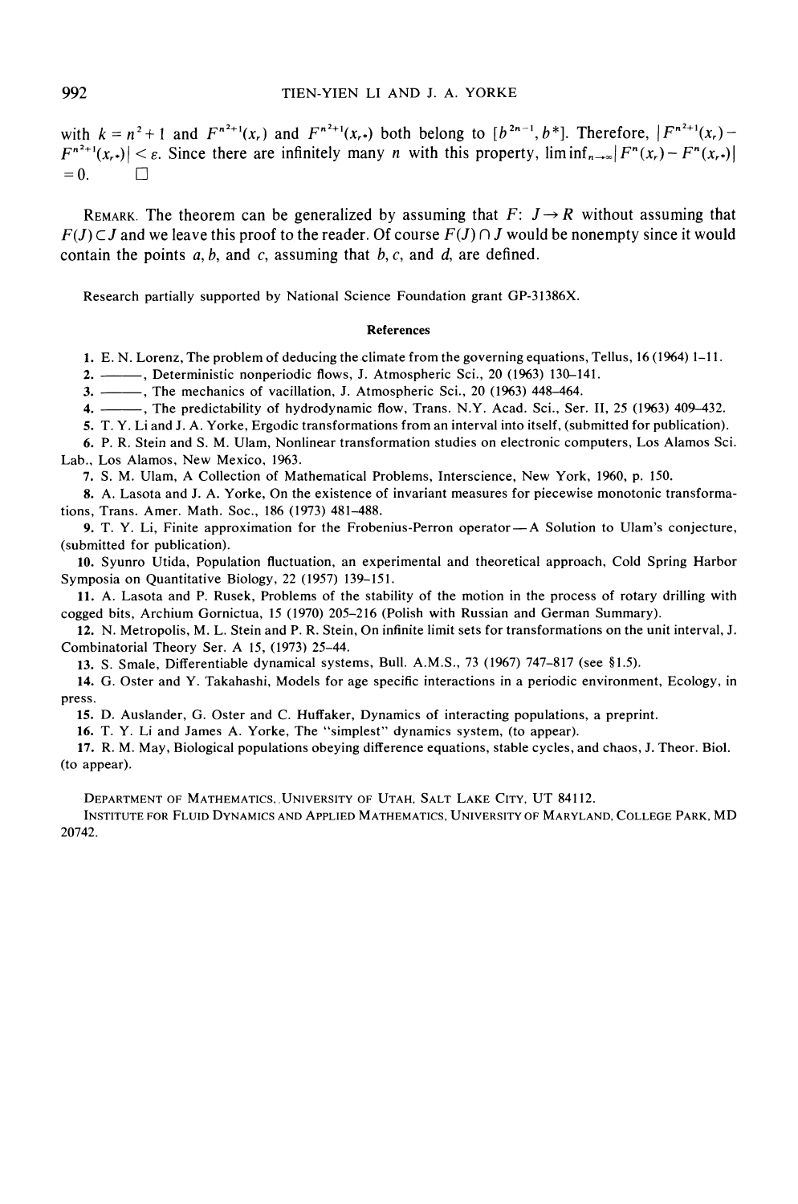with $k = n^2 + 1$ and $F^{n^2+1}(x_r)$ and $F^{n^2+1}(x_{r^*})$ both belong to $[b^{2n-1}, b^*]$. Therefore, $|F^{n^2+1}(x_r) - F^{n^2+1}(x_{r^*})| < \varepsilon$. Since there are infinitely many $n$ with this property, $\liminf_{n\to\infty} |F^n(x_r) - F^n(x_{r^*})| = 0$. $\square$

REMARK. The theorem can be generalized by assuming that $F: J \to R$ without assuming that $F(J) \subset J$ and we leave this proof to the reader. Of course $F(J) \cap J$ would be nonempty since it would contain the points $a, b$, and $c$, assuming that $b, c$, and $d$, are defined.

Research partially supported by National Science Foundation grant GP-31386X.

**References**

1. E. N. Lorenz, The problem of deducing the climate from the governing equations, Tellus, 16 (1964) 1–11.
2. ———, Deterministic nonperiodic flows, J. Atmospheric Sci., 20 (1963) 130–141.
3. ———, The mechanics of vacillation, J. Atmospheric Sci., 20 (1963) 448–464.
4. ———, The predictability of hydrodynamic flow, Trans. N.Y. Acad. Sci., Ser. II, 25 (1963) 409–432.
5. T. Y. Li and J. A. Yorke, Ergodic transformations from an interval into itself, (submitted for publication).
6. P. R. Stein and S. M. Ulam, Nonlinear transformation studies on electronic computers, Los Alamos Sci. Lab., Los Alamos, New Mexico, 1963.
7. S. M. Ulam, A Collection of Mathematical Problems, Interscience, New York, 1960, p. 150.
8. A. Lasota and J. A. Yorke, On the existence of invariant measures for piecewise monotonic transformations, Trans. Amer. Math. Soc., 186 (1973) 481–488.
9. T. Y. Li, Finite approximation for the Frobenius-Perron operator—A Solution to Ulam's conjecture, (submitted for publication).
10. Syunro Utida, Population fluctuation, an experimental and theoretical approach, Cold Spring Harbor Symposia on Quantitative Biology, 22 (1957) 139–151.
11. A. Lasota and P. Rusek, Problems of the stability of the motion in the process of rotary drilling with cogged bits, Archium Gornictua, 15 (1970) 205–216 (Polish with Russian and German Summary).
12. N. Metropolis, M. L. Stein and P. R. Stein, On infinite limit sets for transformations on the unit interval, J. Combinatorial Theory Ser. A 15, (1973) 25–44.
13. S. Smale, Differentiable dynamical systems, Bull. A.M.S., 73 (1967) 747–817 (see §1.5).
14. G. Oster and Y. Takahashi, Models for age specific interactions in a periodic environment, Ecology, in press.
15. D. Auslander, G. Oster and C. Huffaker, Dynamics of interacting populations, a preprint.
16. T. Y. Li and James A. Yorke, The "simplest" dynamics system, (to appear).
17. R. M. May, Biological populations obeying difference equations, stable cycles, and chaos, J. Theor. Biol. (to appear).

DEPARTMENT OF MATHEMATICS, UNIVERSITY OF UTAH, SALT LAKE CITY, UT 84112.

INSTITUTE FOR FLUID DYNAMICS AND APPLIED MATHEMATICS, UNIVERSITY OF MARYLAND, COLLEGE PARK, MD 20742.